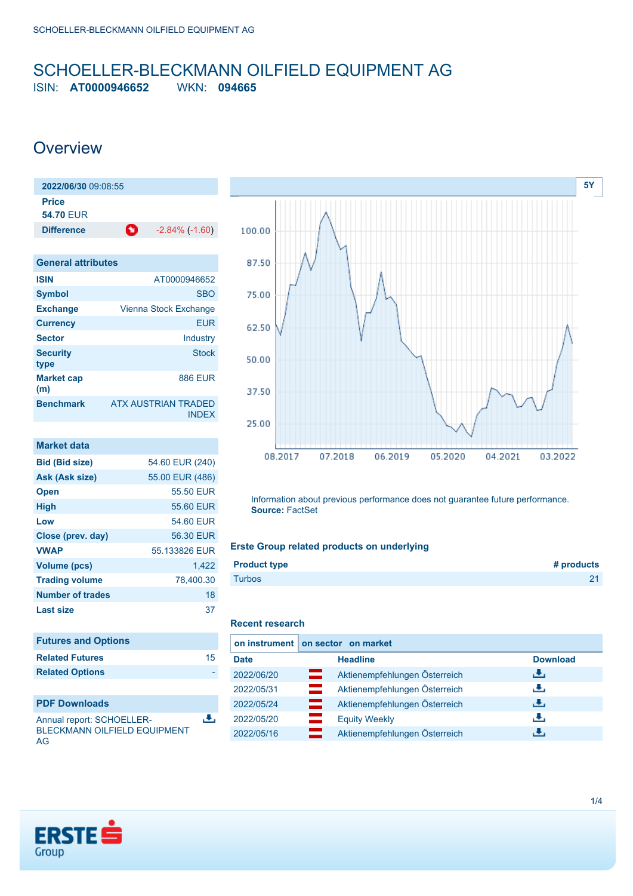# SCHOELLER-BLECKMANN OILFIELD EQUIPMENT AG

ISIN: **AT0000946652** WKN: **094665**

## Overview

| **2022/06/30** 09:08:55 | |
|---|---|
| **Price** | |
| **54.70** EUR | |
| **Difference** | -2.84% (-1.60) |

| General attributes | |
|---|---|
| **ISIN** | AT0000946652 |
| **Symbol** | SBO |
| **Exchange** | Vienna Stock Exchange |
| **Currency** | EUR |
| **Sector** | Industry |
| **Security type** | Stock |
| **Market cap (m)** | 886 EUR |
| **Benchmark** | ATX AUSTRIAN TRADED INDEX |

| Market data | |
|---|---|
| **Bid (Bid size)** | 54.60 EUR (240) |
| **Ask (Ask size)** | 55.00 EUR (486) |
| **Open** | 55.50 EUR |
| **High** | 55.60 EUR |
| **Low** | 54.60 EUR |
| **Close (prev. day)** | 56.30 EUR |
| **VWAP** | 55.133826 EUR |
| **Volume (pcs)** | 1,422 |
| **Trading volume** | 78,400.30 |
| **Number of trades** | 18 |
| **Last size** | 37 |

| Futures and Options | |
|---|---|
| **Related Futures** | 15 |
| **Related Options** | - |

**PDF Downloads**

Annual report: SCHOELLER-BLECKMANN OILFIELD EQUIPMENT AG

Information about previous performance does not guarantee future performance.
**Source:** FactSet

### Erste Group related products on underlying

| Product type | # products |
|---|---|
| Turbos | 21 |

### Recent research

on instrument | on sector | on market

| Date | Headline | Download |
|---|---|---|
| 2022/06/20 | Aktienempfehlungen Österreich | |
| 2022/05/31 | Aktienempfehlungen Österreich | |
| 2022/05/24 | Aktienempfehlungen Österreich | |
| 2022/05/20 | Equity Weekly | |
| 2022/05/16 | Aktienempfehlungen Österreich | |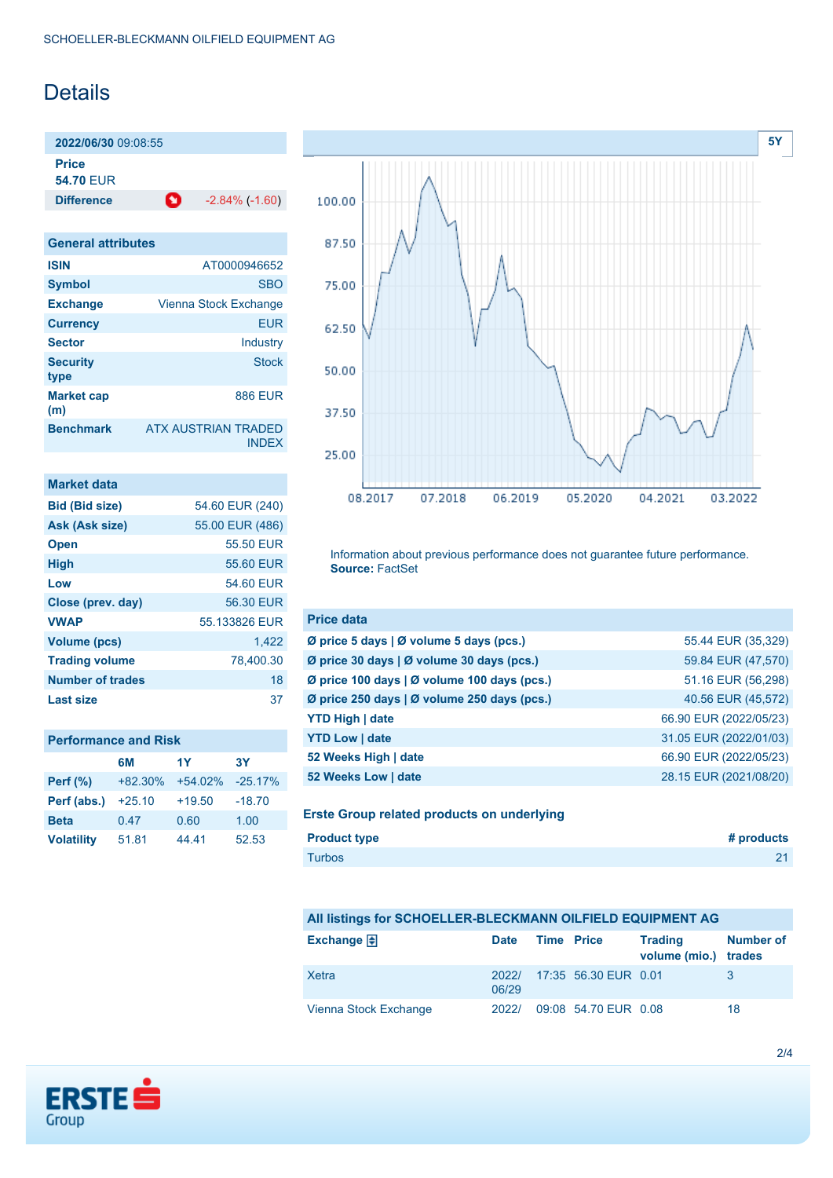SCHOELLER-BLECKMANN OILFIELD EQUIPMENT AG

# Details

| **2022/06/30** 09:08:55 | |
|---|---|
| **Price** 54.70 EUR | |
| **Difference** | -2.84% (-1.60) |

## General attributes

| | |
|---|---|
| **ISIN** | AT0000946652 |
| **Symbol** | SBO |
| **Exchange** | Vienna Stock Exchange |
| **Currency** | EUR |
| **Sector** | Industry |
| **Security type** | Stock |
| **Market cap (m)** | 886 EUR |
| **Benchmark** | ATX AUSTRIAN TRADED INDEX |

## Market data

| | |
|---|---|
| **Bid (Bid size)** | 54.60 EUR (240) |
| **Ask (Ask size)** | 55.00 EUR (486) |
| **Open** | 55.50 EUR |
| **High** | 55.60 EUR |
| **Low** | 54.60 EUR |
| **Close (prev. day)** | 56.30 EUR |
| **VWAP** | 55.133826 EUR |
| **Volume (pcs)** | 1,422 |
| **Trading volume** | 78,400.30 |
| **Number of trades** | 18 |
| **Last size** | 37 |

## Performance and Risk

| | 6M | 1Y | 3Y |
|---|---|---|---|
| **Perf (%)** | +82.30% | +54.02% | -25.17% |
| **Perf (abs.)** | +25.10 | +19.50 | -18.70 |
| **Beta** | 0.47 | 0.60 | 1.00 |
| **Volatility** | 51.81 | 44.41 | 52.53 |

Information about previous performance does not guarantee future performance. **Source:** FactSet

## Price data

| | |
|---|---|
| **Ø price 5 days \| Ø volume 5 days (pcs.)** | 55.44 EUR (35,329) |
| **Ø price 30 days \| Ø volume 30 days (pcs.)** | 59.84 EUR (47,570) |
| **Ø price 100 days \| Ø volume 100 days (pcs.)** | 51.16 EUR (56,298) |
| **Ø price 250 days \| Ø volume 250 days (pcs.)** | 40.56 EUR (45,572) |
| **YTD High \| date** | 66.90 EUR (2022/05/23) |
| **YTD Low \| date** | 31.05 EUR (2022/01/03) |
| **52 Weeks High \| date** | 66.90 EUR (2022/05/23) |
| **52 Weeks Low \| date** | 28.15 EUR (2021/08/20) |

## Erste Group related products on underlying

| Product type | # products |
|---|---|
| Turbos | 21 |

## All listings for SCHOELLER-BLECKMANN OILFIELD EQUIPMENT AG

| Exchange | Date | Time | Price | Trading volume (mio.) | Number of trades |
|---|---|---|---|---|---|
| Xetra | 2022/06/29 | 17:35 | 56.30 EUR | 0.01 | 3 |
| Vienna Stock Exchange | 2022/ | 09:08 | 54.70 EUR | 0.08 | 18 |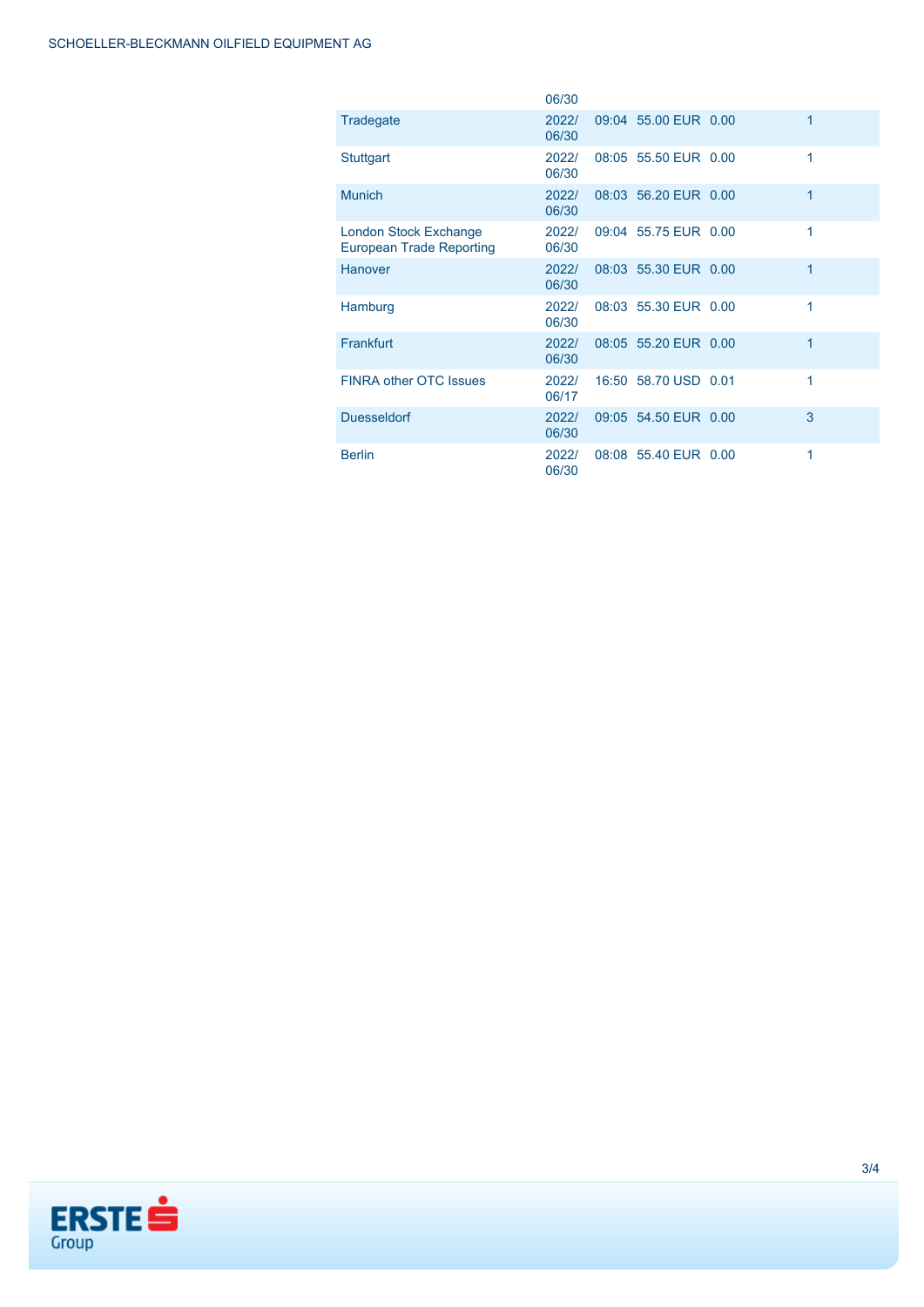| | 06/30 | | | | |
|---|---|---|---|---|---|
| Tradegate | 2022/ 06/30 | 09:04 | 55.00 EUR | 0.00 | 1 |
| Stuttgart | 2022/ 06/30 | 08:05 | 55.50 EUR | 0.00 | 1 |
| Munich | 2022/ 06/30 | 08:03 | 56.20 EUR | 0.00 | 1 |
| London Stock Exchange European Trade Reporting | 2022/ 06/30 | 09:04 | 55.75 EUR | 0.00 | 1 |
| Hanover | 2022/ 06/30 | 08:03 | 55.30 EUR | 0.00 | 1 |
| Hamburg | 2022/ 06/30 | 08:03 | 55.30 EUR | 0.00 | 1 |
| Frankfurt | 2022/ 06/30 | 08:05 | 55.20 EUR | 0.00 | 1 |
| FINRA other OTC Issues | 2022/ 06/17 | 16:50 | 58.70 USD | 0.01 | 1 |
| Duesseldorf | 2022/ 06/30 | 09:05 | 54.50 EUR | 0.00 | 3 |
| Berlin | 2022/ 06/30 | 08:08 | 55.40 EUR | 0.00 | 1 |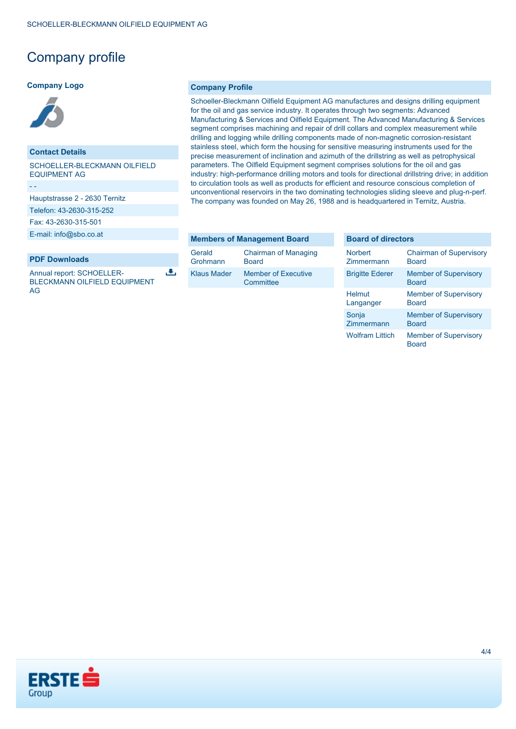# Company profile

### Company Logo

### Contact Details

SCHOELLER-BLECKMANN OILFIELD EQUIPMENT AG

- -

Hauptstrasse 2 - 2630 Ternitz

Telefon: 43-2630-315-252

Fax: 43-2630-315-501

E-mail: info@sbo.co.at

### PDF Downloads

Annual report: SCHOELLER-BLECKMANN OILFIELD EQUIPMENT AG

### Company Profile

Schoeller-Bleckmann Oilfield Equipment AG manufactures and designs drilling equipment for the oil and gas service industry. It operates through two segments: Advanced Manufacturing & Services and Oilfield Equipment. The Advanced Manufacturing & Services segment comprises machining and repair of drill collars and complex measurement while drilling and logging while drilling components made of non-magnetic corrosion-resistant stainless steel, which form the housing for sensitive measuring instruments used for the precise measurement of inclination and azimuth of the drillstring as well as petrophysical parameters. The Oilfield Equipment segment comprises solutions for the oil and gas industry: high-performance drilling motors and tools for directional drillstring drive; in addition to circulation tools as well as products for efficient and resource conscious completion of unconventional reservoirs in the two dominating technologies sliding sleeve and plug-n-perf. The company was founded on May 26, 1988 and is headquartered in Ternitz, Austria.

### Members of Management Board

| | |
|---|---|
| Gerald Grohmann | Chairman of Managing Board |
| Klaus Mader | Member of Executive Committee |

### Board of directors

| | |
|---|---|
| Norbert Zimmermann | Chairman of Supervisory Board |
| Brigitte Ederer | Member of Supervisory Board |
| Helmut Langanger | Member of Supervisory Board |
| Sonja Zimmermann | Member of Supervisory Board |
| Wolfram Littich | Member of Supervisory Board |